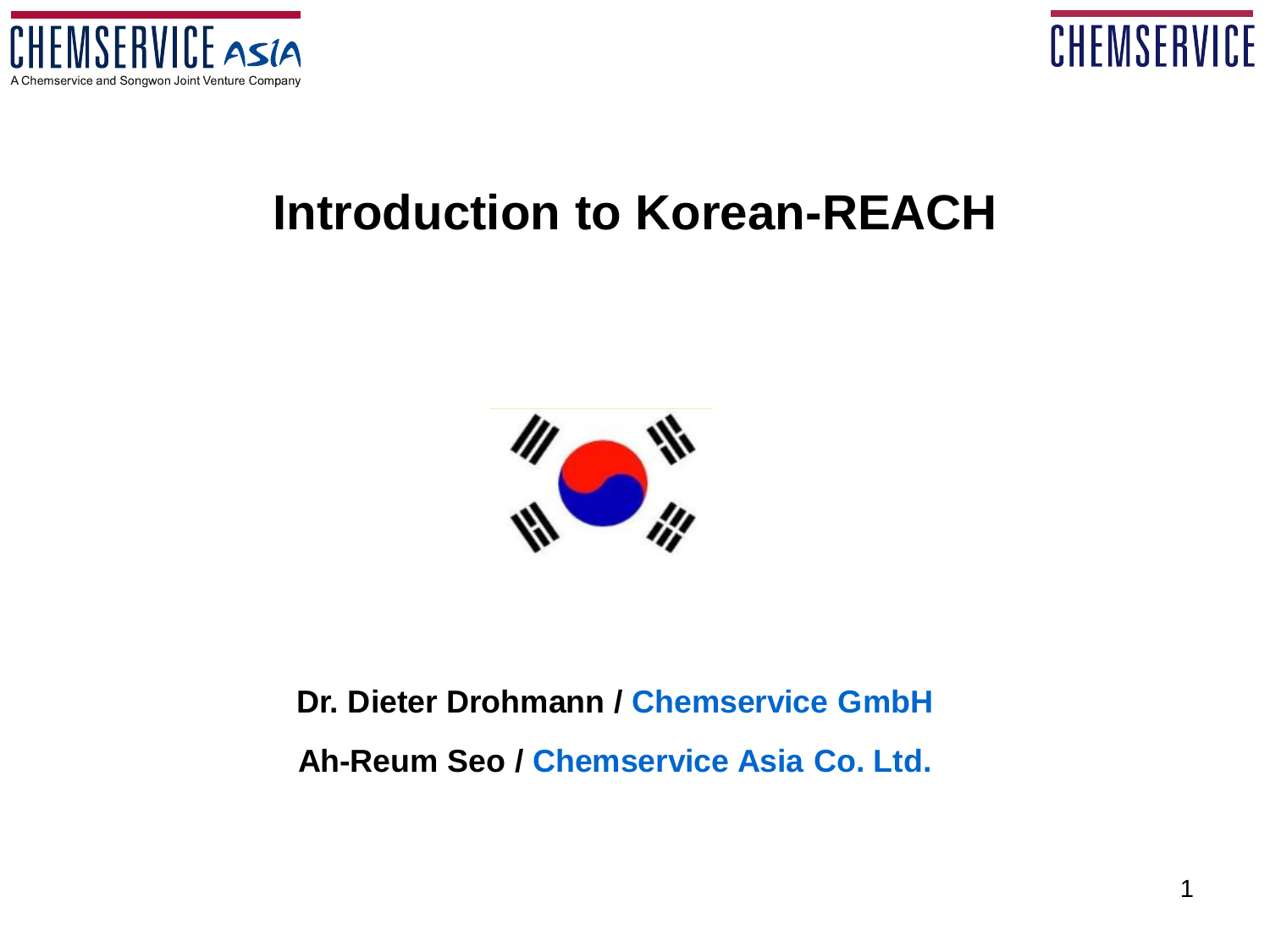# Introduction to Korean-REACH

**Dr. Dieter Drohmann / Chemservice GmbH**

**Ah-Reum Seo / Chemservice Asia Co. Ltd.**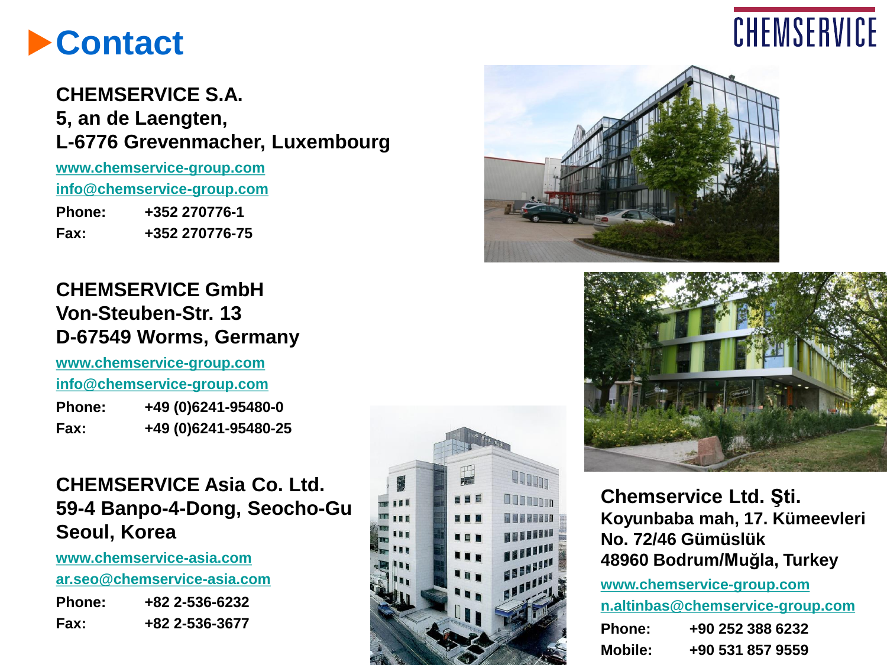# Contact

CHEMSERVICE

**CHEMSERVICE S.A.**
**5, an de Laengten,**
**L-6776 Grevenmacher, Luxembourg**

www.chemservice-group.com
info@chemservice-group.com

**Phone:** +352 270776-1
**Fax:** +352 270776-75

**CHEMSERVICE GmbH**
**Von-Steuben-Str. 13**
**D-67549 Worms, Germany**

www.chemservice-group.com
info@chemservice-group.com

**Phone:** +49 (0)6241-95480-0
**Fax:** +49 (0)6241-95480-25

**CHEMSERVICE Asia Co. Ltd.**
**59-4 Banpo-4-Dong, Seocho-Gu**
**Seoul, Korea**

www.chemservice-asia.com
ar.seo@chemservice-asia.com

**Phone:** +82 2-536-6232
**Fax:** +82 2-536-3677

**Chemservice Ltd. Şti.**
**Koyunbaba mah, 17. Kümeevleri**
**No. 72/46 Gümüslük**
**48960 Bodrum/Muğla, Turkey**

www.chemservice-group.com
n.altinbas@chemservice-group.com

**Phone:** +90 252 388 6232
**Mobile:** +90 531 857 9559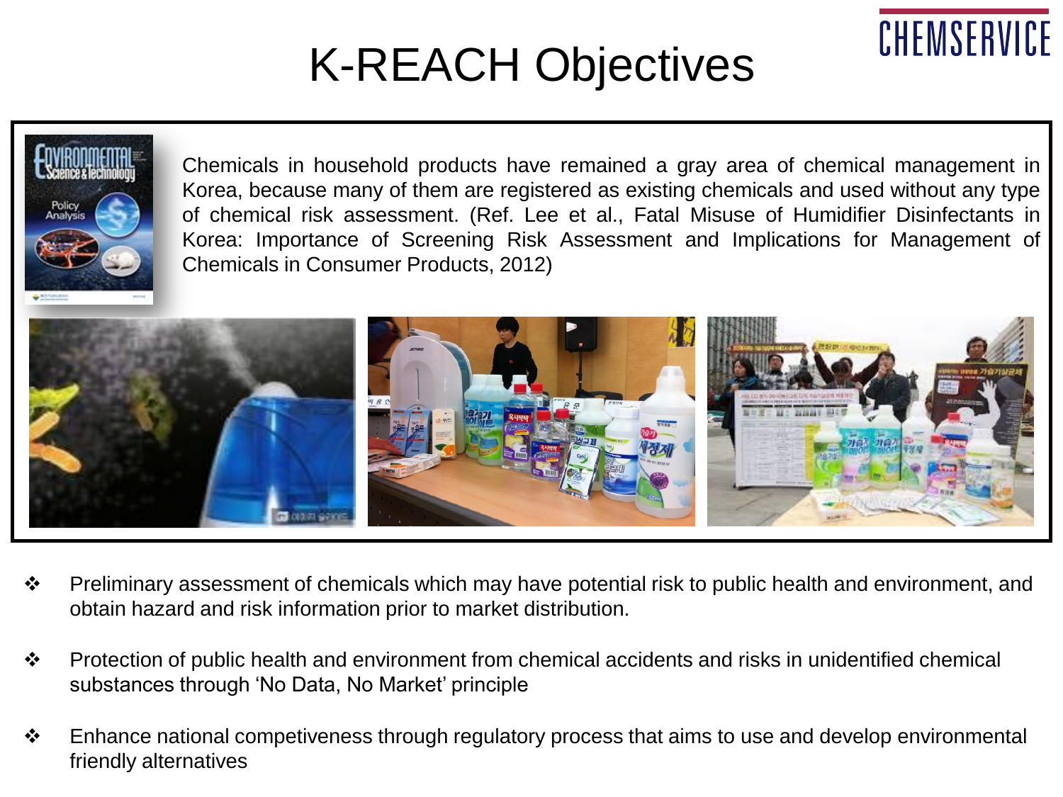# K-REACH Objectives

Chemicals in household products have remained a gray area of chemical management in Korea, because many of them are registered as existing chemicals and used without any type of chemical risk assessment. (Ref. Lee et al., Fatal Misuse of Humidifier Disinfectants in Korea: Importance of Screening Risk Assessment and Implications for Management of Chemicals in Consumer Products, 2012)

- Preliminary assessment of chemicals which may have potential risk to public health and environment, and obtain hazard and risk information prior to market distribution.
- Protection of public health and environment from chemical accidents and risks in unidentified chemical substances through 'No Data, No Market' principle
- Enhance national competiveness through regulatory process that aims to use and develop environmental friendly alternatives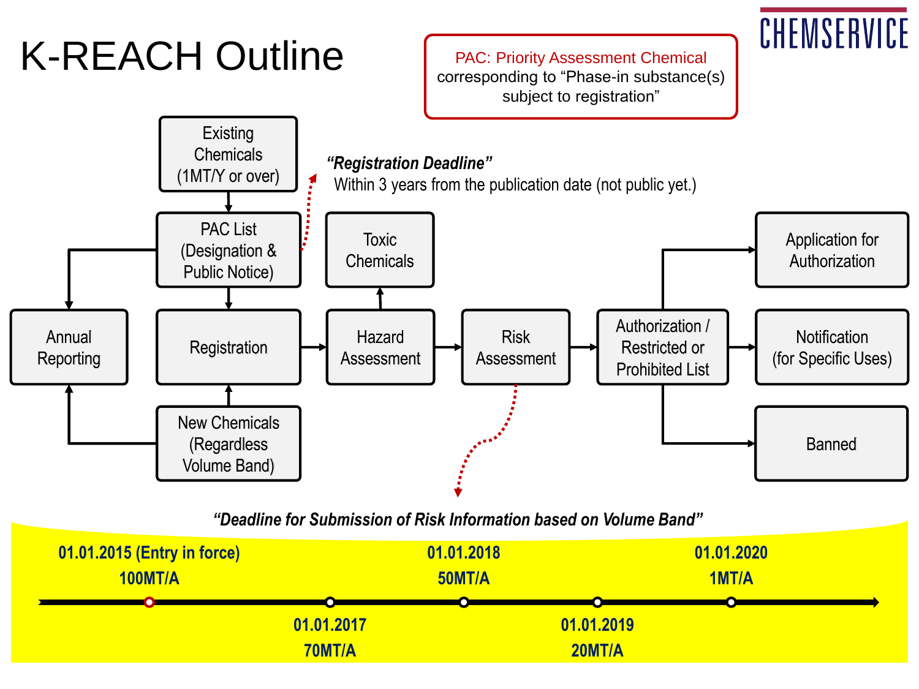# K-REACH Outline

PAC: Priority Assessment Chemical corresponding to "Phase-in substance(s) subject to registration"

- Existing Chemicals (1MT/Y or over)
- PAC List (Designation & Public Notice)
- Annual Reporting
- Registration
- New Chemicals (Regardless Volume Band)
- Toxic Chemicals
- Hazard Assessment
- Risk Assessment
- Authorization / Restricted or Prohibited List
- Application for Authorization
- Notification (for Specific Uses)
- Banned

***"Registration Deadline"***
Within 3 years from the publication date (not public yet.)

***"Deadline for Submission of Risk Information based on Volume Band"***

| Date | Volume Band |
|---|---|
| 01.01.2015 (Entry in force) | 100MT/A |
| 01.01.2017 | 70MT/A |
| 01.01.2018 | 50MT/A |
| 01.01.2019 | 20MT/A |
| 01.01.2020 | 1MT/A |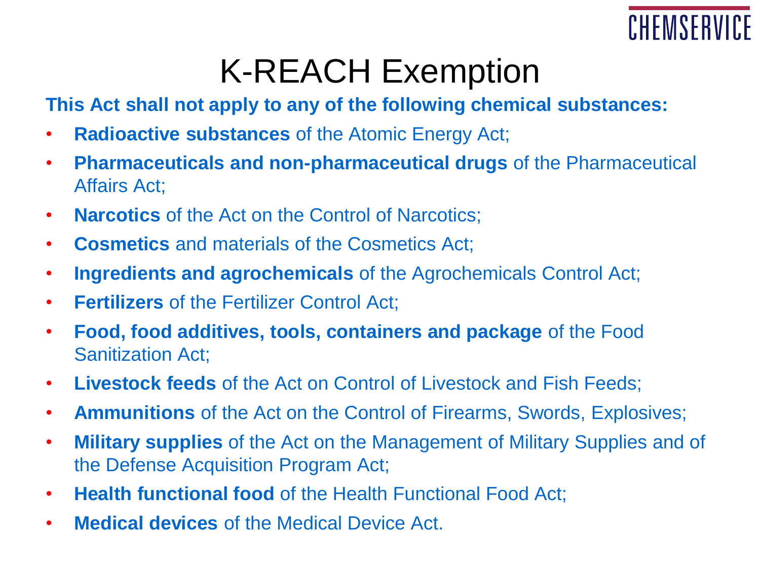# K-REACH Exemption

**This Act shall not apply to any of the following chemical substances:**

- **Radioactive substances** of the Atomic Energy Act;
- **Pharmaceuticals and non-pharmaceutical drugs** of the Pharmaceutical Affairs Act;
- **Narcotics** of the Act on the Control of Narcotics;
- **Cosmetics** and materials of the Cosmetics Act;
- **Ingredients and agrochemicals** of the Agrochemicals Control Act;
- **Fertilizers** of the Fertilizer Control Act;
- **Food, food additives, tools, containers and package** of the Food Sanitization Act;
- **Livestock feeds** of the Act on Control of Livestock and Fish Feeds;
- **Ammunitions** of the Act on the Control of Firearms, Swords, Explosives;
- **Military supplies** of the Act on the Management of Military Supplies and of the Defense Acquisition Program Act;
- **Health functional food** of the Health Functional Food Act;
- **Medical devices** of the Medical Device Act.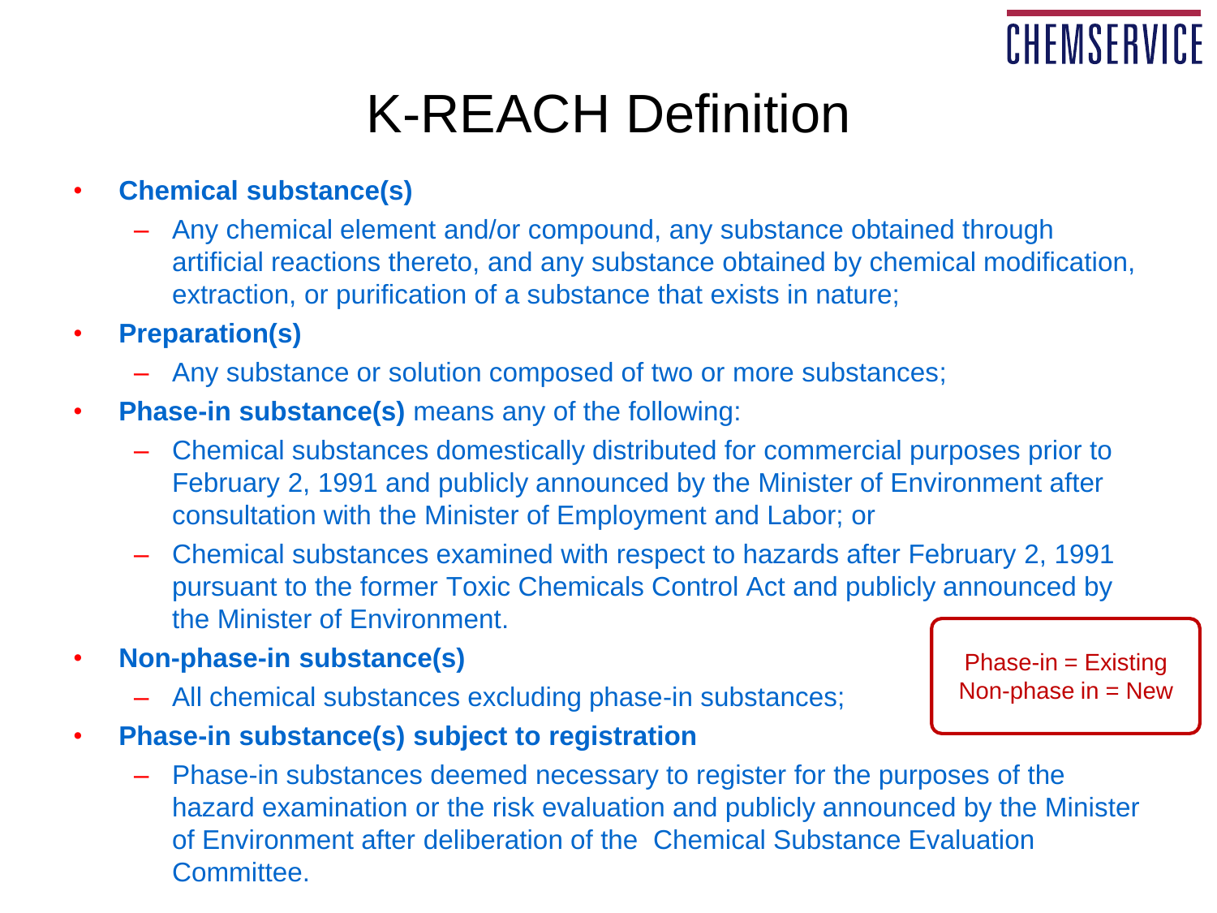# K-REACH Definition

- **Chemical substance(s)**
  - Any chemical element and/or compound, any substance obtained through artificial reactions thereto, and any substance obtained by chemical modification, extraction, or purification of a substance that exists in nature;
- **Preparation(s)**
  - Any substance or solution composed of two or more substances;
- **Phase-in substance(s)** means any of the following:
  - Chemical substances domestically distributed for commercial purposes prior to February 2, 1991 and publicly announced by the Minister of Environment after consultation with the Minister of Employment and Labor; or
  - Chemical substances examined with respect to hazards after February 2, 1991 pursuant to the former Toxic Chemicals Control Act and publicly announced by the Minister of Environment.
- **Non-phase-in substance(s)**
  - All chemical substances excluding phase-in substances;
- **Phase-in substance(s) subject to registration**
  - Phase-in substances deemed necessary to register for the purposes of the hazard examination or the risk evaluation and publicly announced by the Minister of Environment after deliberation of the Chemical Substance Evaluation Committee.

Phase-in = Existing
Non-phase in = New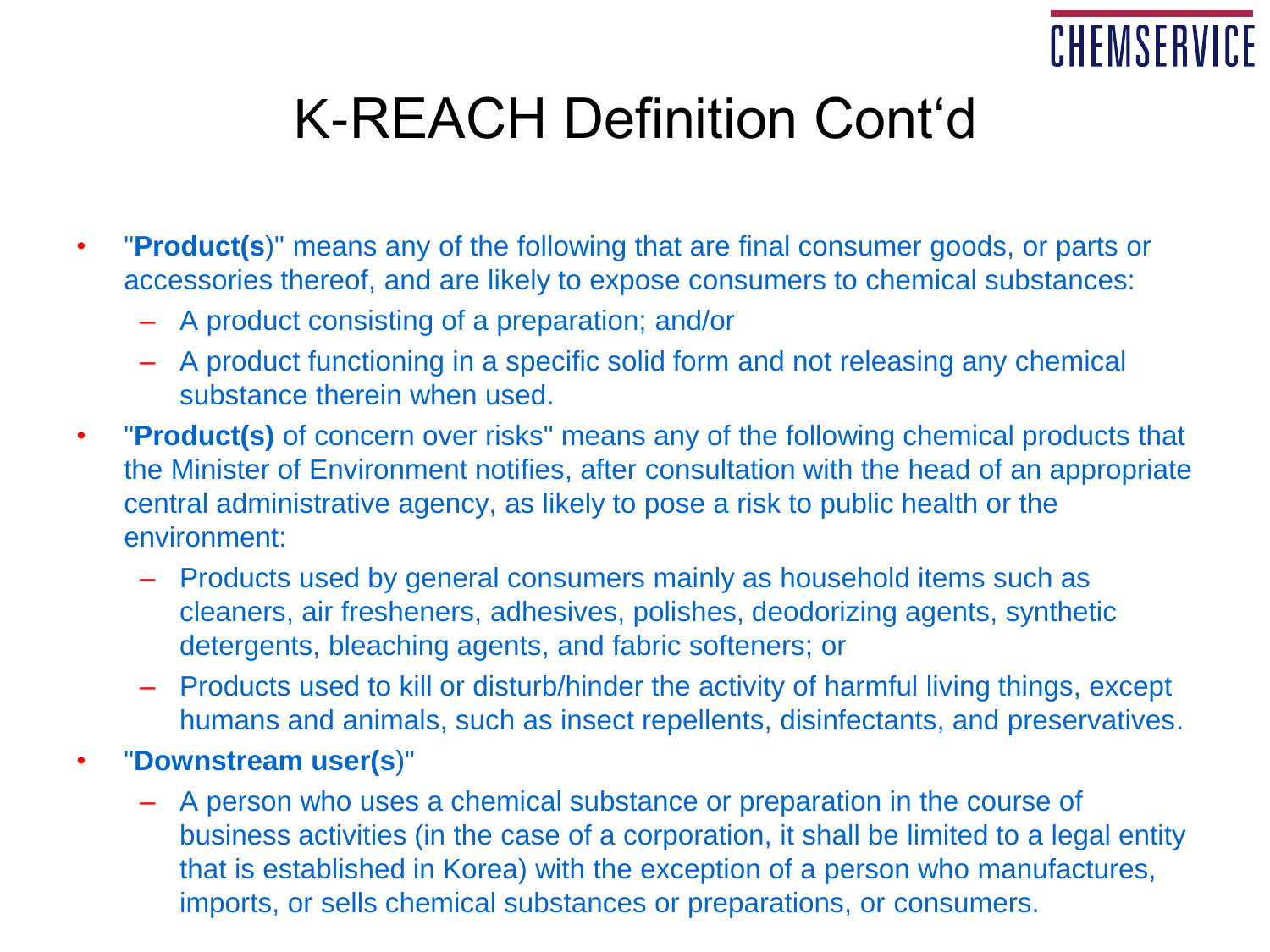# K-REACH Definition Cont'd

- "**Product(s**)" means any of the following that are final consumer goods, or parts or accessories thereof, and are likely to expose consumers to chemical substances:
  - A product consisting of a preparation; and/or
  - A product functioning in a specific solid form and not releasing any chemical substance therein when used.
- "**Product(s)** of concern over risks" means any of the following chemical products that the Minister of Environment notifies, after consultation with the head of an appropriate central administrative agency, as likely to pose a risk to public health or the environment:
  - Products used by general consumers mainly as household items such as cleaners, air fresheners, adhesives, polishes, deodorizing agents, synthetic detergents, bleaching agents, and fabric softeners; or
  - Products used to kill or disturb/hinder the activity of harmful living things, except humans and animals, such as insect repellents, disinfectants, and preservatives.
- "**Downstream user(s**)"
  - A person who uses a chemical substance or preparation in the course of business activities (in the case of a corporation, it shall be limited to a legal entity that is established in Korea) with the exception of a person who manufactures, imports, or sells chemical substances or preparations, or consumers.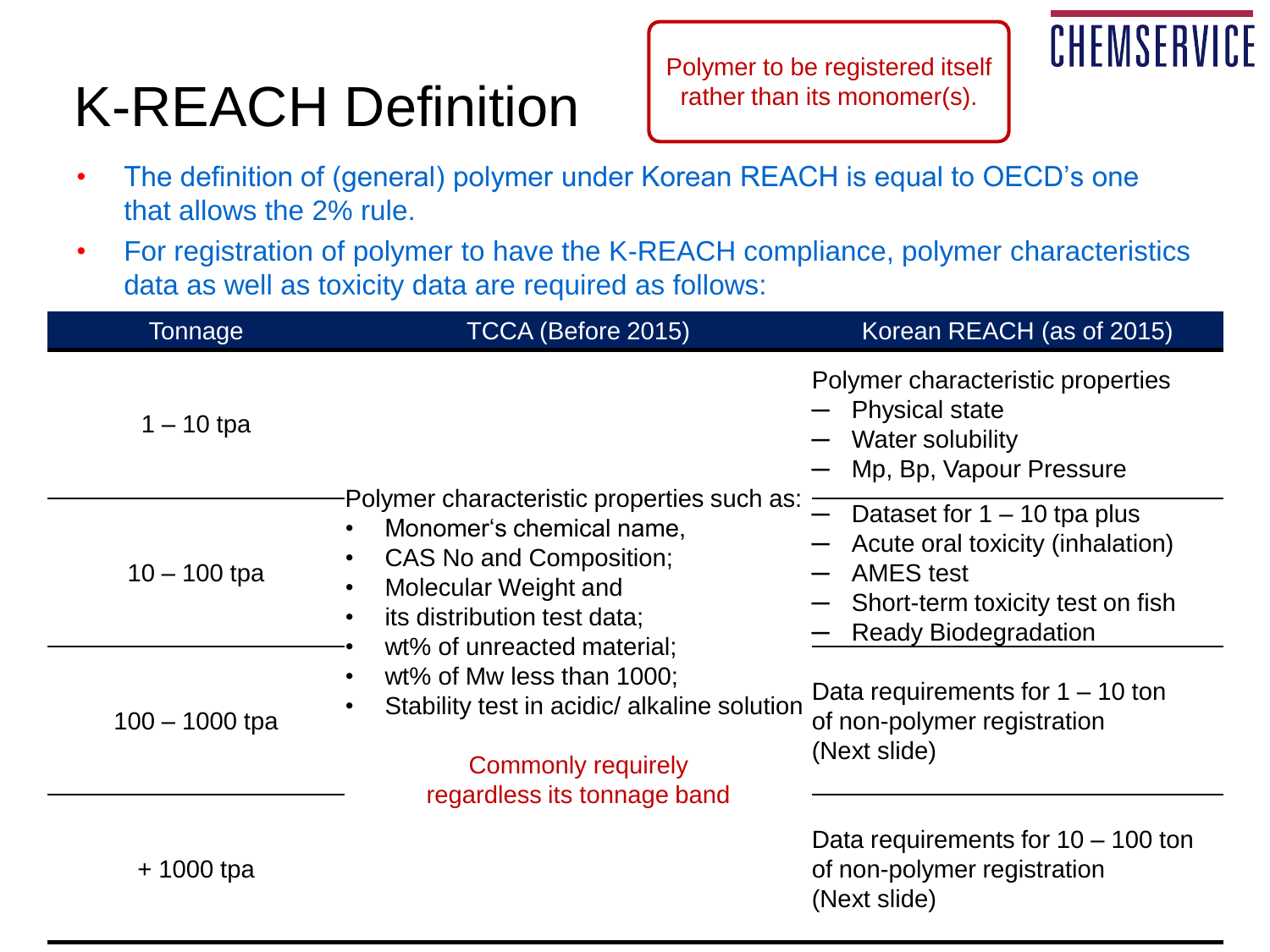# K-REACH Definition

Polymer to be registered itself rather than its monomer(s).

- The definition of (general) polymer under Korean REACH is equal to OECD's one that allows the 2% rule.
- For registration of polymer to have the K-REACH compliance, polymer characteristics data as well as toxicity data are required as follows:

| Tonnage | TCCA (Before 2015) | Korean REACH (as of 2015) |
|---|---|---|
| 1 – 10 tpa | Polymer characteristic properties such as:<br>• Monomer's chemical name,<br>• CAS No and Composition;<br>• Molecular Weight and<br>• its distribution test data;<br>• wt% of unreacted material;<br>• wt% of Mw less than 1000;<br>• Stability test in acidic/ alkaline solution<br><br>Commonly requirely regardless its tonnage band | Polymer characteristic properties<br>– Physical state<br>– Water solubility<br>– Mp, Bp, Vapour Pressure |
| 10 – 100 tpa | | – Dataset for 1 – 10 tpa plus<br>– Acute oral toxicity (inhalation)<br>– AMES test<br>– Short-term toxicity test on fish<br>– Ready Biodegradation |
| 100 – 1000 tpa | | Data requirements for 1 – 10 ton of non-polymer registration (Next slide) |
| + 1000 tpa | | Data requirements for 10 – 100 ton of non-polymer registration (Next slide) |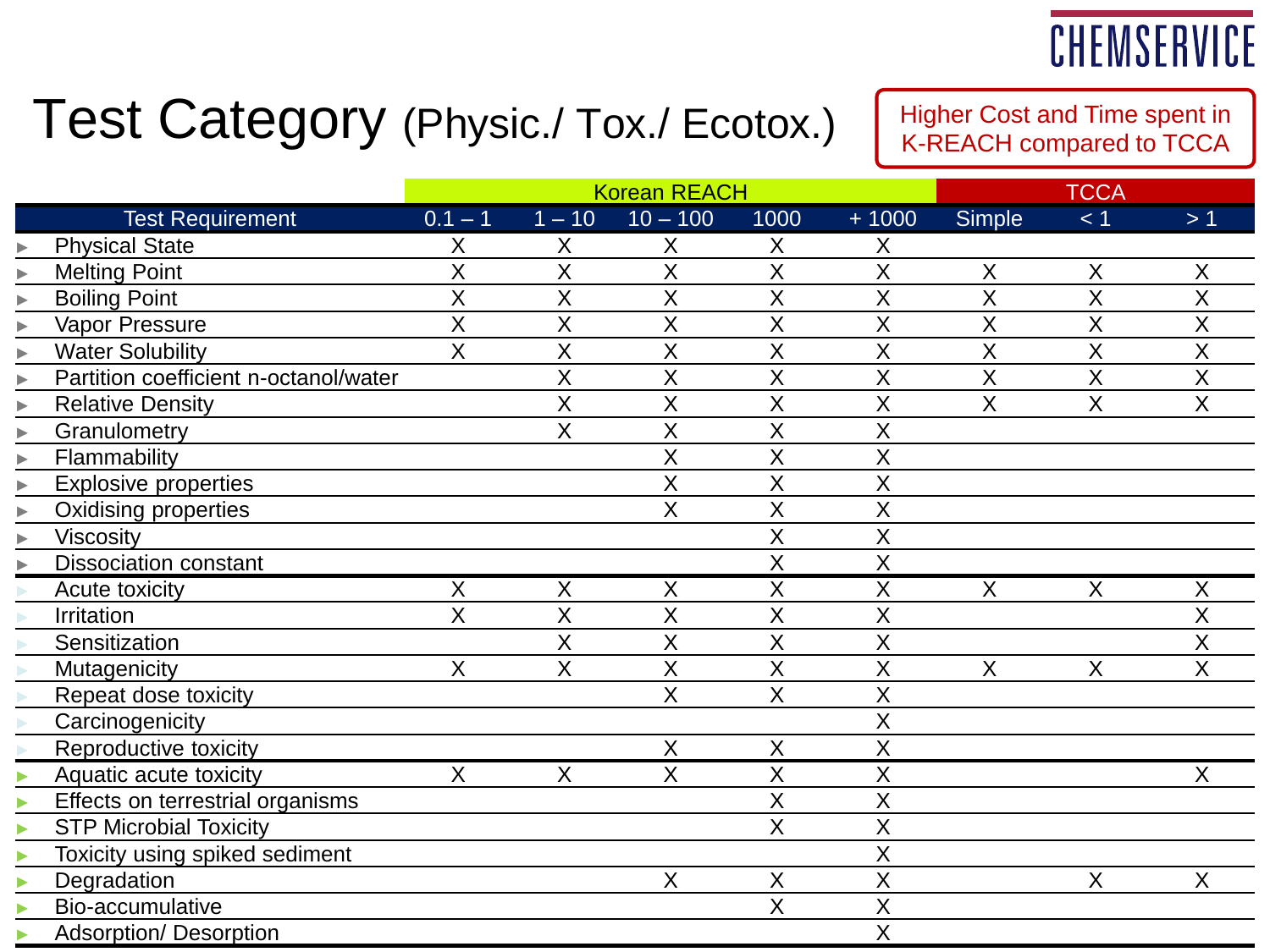# Test Category (Physic./ Tox./ Ecotox.)

Higher Cost and Time spent in K-REACH compared to TCCA

| | Korean REACH | | | | | TCCA | | |
|---|---|---|---|---|---|---|---|---|
| Test Requirement | 0.1 – 1 | 1 – 10 | 10 – 100 | 1000 | + 1000 | Simple | < 1 | > 1 |
| Physical State | X | X | X | X | X | | | |
| Melting Point | X | X | X | X | X | X | X | X |
| Boiling Point | X | X | X | X | X | X | X | X |
| Vapor Pressure | X | X | X | X | X | X | X | X |
| Water Solubility | X | X | X | X | X | X | X | X |
| Partition coefficient n-octanol/water | | X | X | X | X | X | X | X |
| Relative Density | | X | X | X | X | X | X | X |
| Granulometry | | X | X | X | X | | | |
| Flammability | | | X | X | X | | | |
| Explosive properties | | | X | X | X | | | |
| Oxidising properties | | | X | X | X | | | |
| Viscosity | | | | X | X | | | |
| Dissociation constant | | | | X | X | | | |
| Acute toxicity | X | X | X | X | X | X | X | X |
| Irritation | X | X | X | X | X | | | X |
| Sensitization | | X | X | X | X | | | X |
| Mutagenicity | X | X | X | X | X | X | X | X |
| Repeat dose toxicity | | | X | X | X | | | |
| Carcinogenicity | | | | | X | | | |
| Reproductive toxicity | | | X | X | X | | | |
| Aquatic acute toxicity | X | X | X | X | X | | | X |
| Effects on terrestrial organisms | | | | X | X | | | |
| STP Microbial Toxicity | | | | X | X | | | |
| Toxicity using spiked sediment | | | | | X | | | |
| Degradation | | | X | X | X | | X | X |
| Bio-accumulative | | | | X | X | | | |
| Adsorption/ Desorption | | | | | X | | | |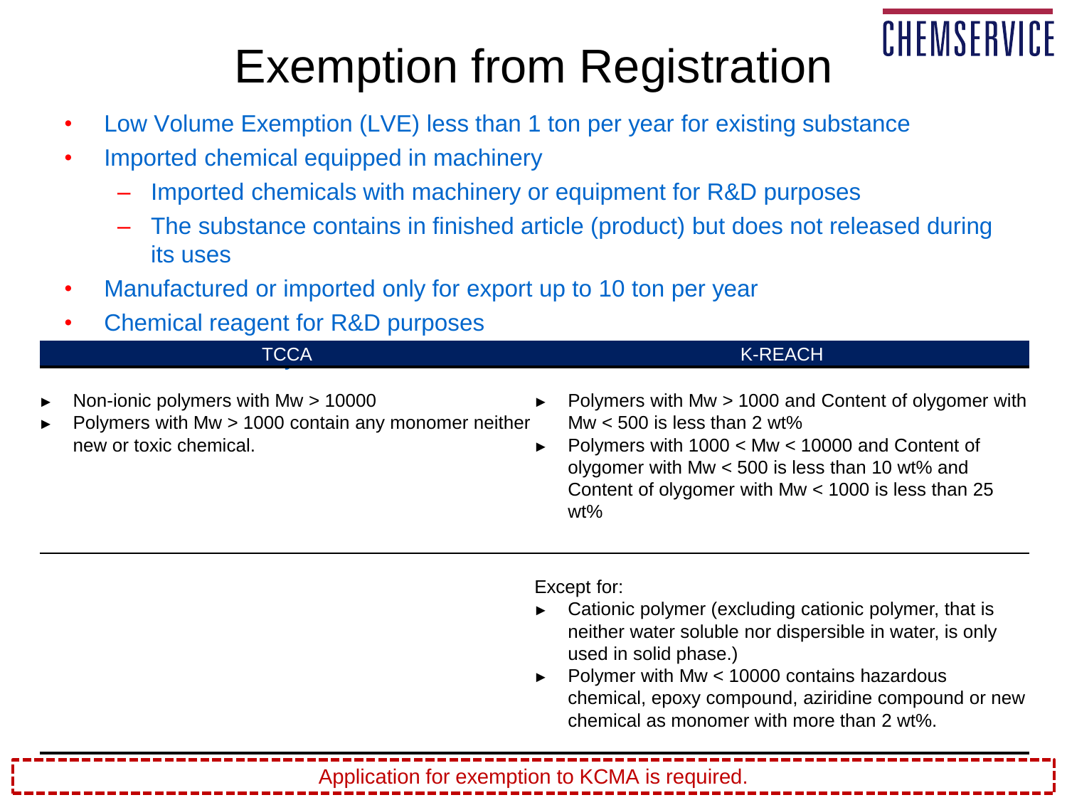# Exemption from Registration

- Low Volume Exemption (LVE) less than 1 ton per year for existing substance
- Imported chemical equipped in machinery
  - Imported chemicals with machinery or equipment for R&D purposes
  - The substance contains in finished article (product) but does not released during its uses
- Manufactured or imported only for export up to 10 ton per year
- Chemical reagent for R&D purposes

| TCCA | K-REACH |
|---|---|
| ► Non-ionic polymers with Mw > 10000<br>► Polymers with Mw > 1000 contain any monomer neither new or toxic chemical. | ► Polymers with Mw > 1000 and Content of olygomer with Mw < 500 is less than 2 wt%<br>► Polymers with 1000 < Mw < 10000 and Content of olygomer with Mw < 500 is less than 10 wt% and Content of olygomer with Mw < 1000 is less than 25 wt% |
| | Except for:<br>► Cationic polymer (excluding cationic polymer, that is neither water soluble nor dispersible in water, is only used in solid phase.)<br>► Polymer with Mw < 10000 contains hazardous chemical, epoxy compound, aziridine compound or new chemical as monomer with more than 2 wt%. |

Application for exemption to KCMA is required.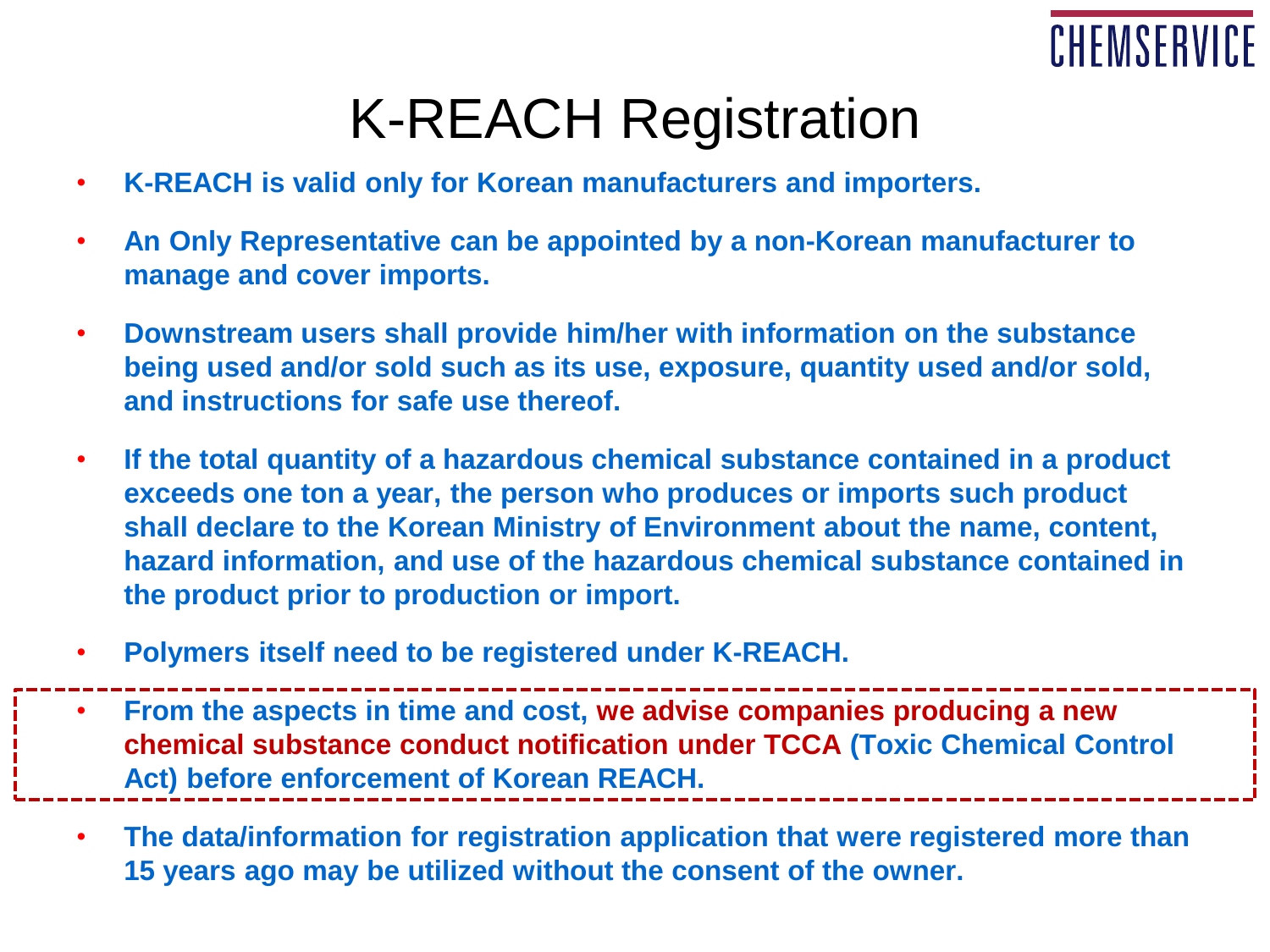# K-REACH Registration

- **K-REACH is valid only for Korean manufacturers and importers.**
- **An Only Representative can be appointed by a non-Korean manufacturer to manage and cover imports.**
- **Downstream users shall provide him/her with information on the substance being used and/or sold such as its use, exposure, quantity used and/or sold, and instructions for safe use thereof.**
- **If the total quantity of a hazardous chemical substance contained in a product exceeds one ton a year, the person who produces or imports such product shall declare to the Korean Ministry of Environment about the name, content, hazard information, and use of the hazardous chemical substance contained in the product prior to production or import.**
- **Polymers itself need to be registered under K-REACH.**
- **From the aspects in time and cost, we advise companies producing a new chemical substance conduct notification under TCCA (Toxic Chemical Control Act) before enforcement of Korean REACH.**
- **The data/information for registration application that were registered more than 15 years ago may be utilized without the consent of the owner.**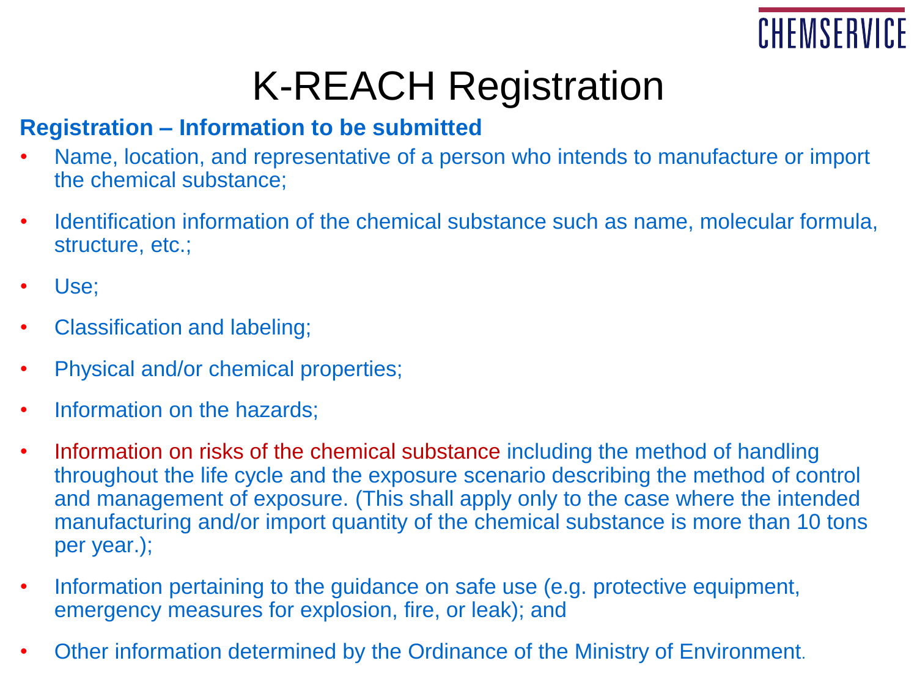# K-REACH Registration

**Registration – Information to be submitted**

- Name, location, and representative of a person who intends to manufacture or import the chemical substance;
- Identification information of the chemical substance such as name, molecular formula, structure, etc.;
- Use;
- Classification and labeling;
- Physical and/or chemical properties;
- Information on the hazards;
- Information on risks of the chemical substance including the method of handling throughout the life cycle and the exposure scenario describing the method of control and management of exposure. (This shall apply only to the case where the intended manufacturing and/or import quantity of the chemical substance is more than 10 tons per year.);
- Information pertaining to the guidance on safe use (e.g. protective equipment, emergency measures for explosion, fire, or leak); and
- Other information determined by the Ordinance of the Ministry of Environment.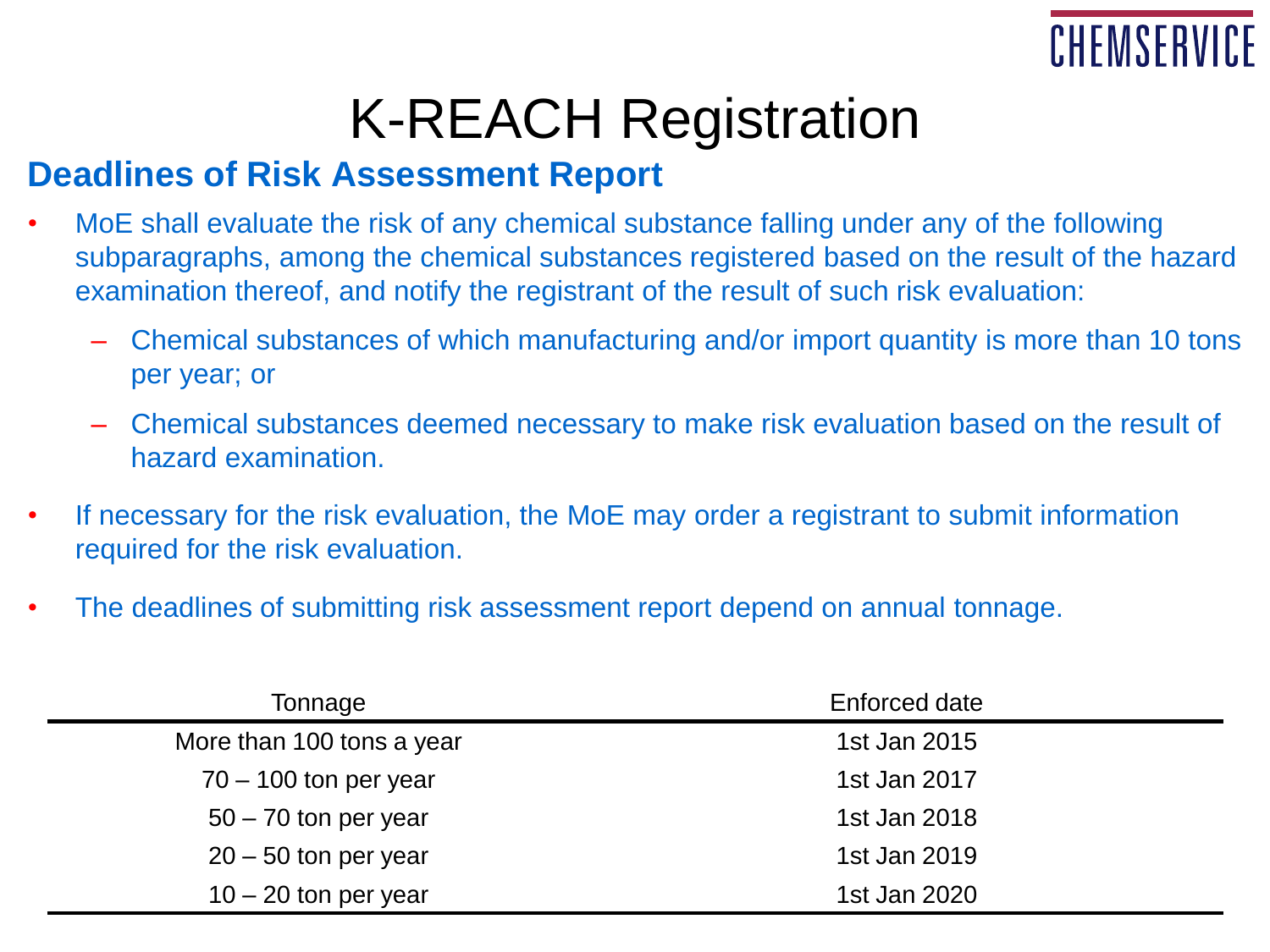# K-REACH Registration

## Deadlines of Risk Assessment Report

- MoE shall evaluate the risk of any chemical substance falling under any of the following subparagraphs, among the chemical substances registered based on the result of the hazard examination thereof, and notify the registrant of the result of such risk evaluation:
  - Chemical substances of which manufacturing and/or import quantity is more than 10 tons per year; or
  - Chemical substances deemed necessary to make risk evaluation based on the result of hazard examination.
- If necessary for the risk evaluation, the MoE may order a registrant to submit information required for the risk evaluation.
- The deadlines of submitting risk assessment report depend on annual tonnage.

| Tonnage | Enforced date |
|---|---|
| More than 100 tons a year | 1st Jan 2015 |
| 70 – 100 ton per year | 1st Jan 2017 |
| 50 – 70 ton per year | 1st Jan 2018 |
| 20 – 50 ton per year | 1st Jan 2019 |
| 10 – 20 ton per year | 1st Jan 2020 |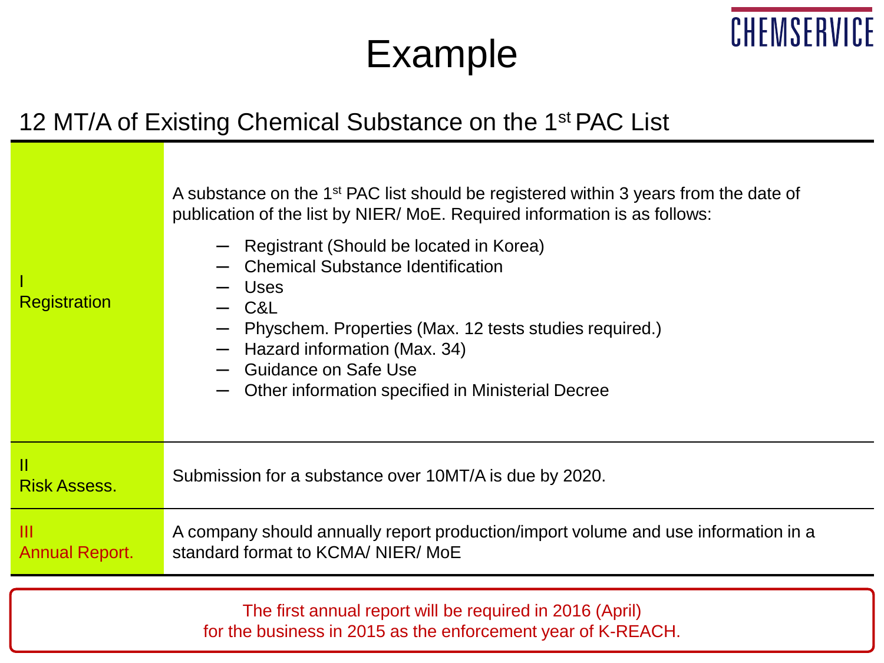# Example

## 12 MT/A of Existing Chemical Substance on the 1st PAC List

| | |
|---|---|
| I Registration | A substance on the 1st PAC list should be registered within 3 years from the date of publication of the list by NIER/ MoE. Required information is as follows:<br>– Registrant (Should be located in Korea)<br>– Chemical Substance Identification<br>– Uses<br>– C&L<br>– Physchem. Properties (Max. 12 tests studies required.)<br>– Hazard information (Max. 34)<br>– Guidance on Safe Use<br>– Other information specified in Ministerial Decree |
| II Risk Assess. | Submission for a substance over 10MT/A is due by 2020. |
| III Annual Report. | A company should annually report production/import volume and use information in a standard format to KCMA/ NIER/ MoE |

The first annual report will be required in 2016 (April) for the business in 2015 as the enforcement year of K-REACH.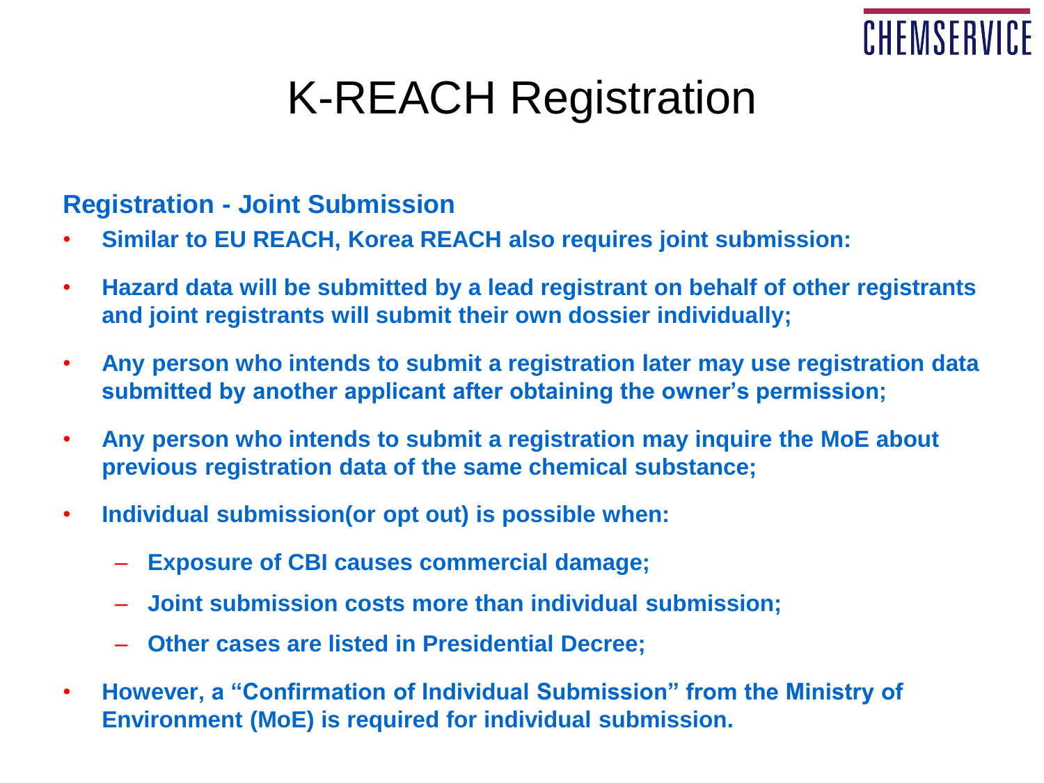# K-REACH Registration

### Registration - Joint Submission

- **Similar to EU REACH, Korea REACH also requires joint submission:**
- **Hazard data will be submitted by a lead registrant on behalf of other registrants and joint registrants will submit their own dossier individually;**
- **Any person who intends to submit a registration later may use registration data submitted by another applicant after obtaining the owner's permission;**
- **Any person who intends to submit a registration may inquire the MoE about previous registration data of the same chemical substance;**
- **Individual submission(or opt out) is possible when:**
  - **Exposure of CBI causes commercial damage;**
  - **Joint submission costs more than individual submission;**
  - **Other cases are listed in Presidential Decree;**
- **However, a "Confirmation of Individual Submission" from the Ministry of Environment (MoE) is required for individual submission.**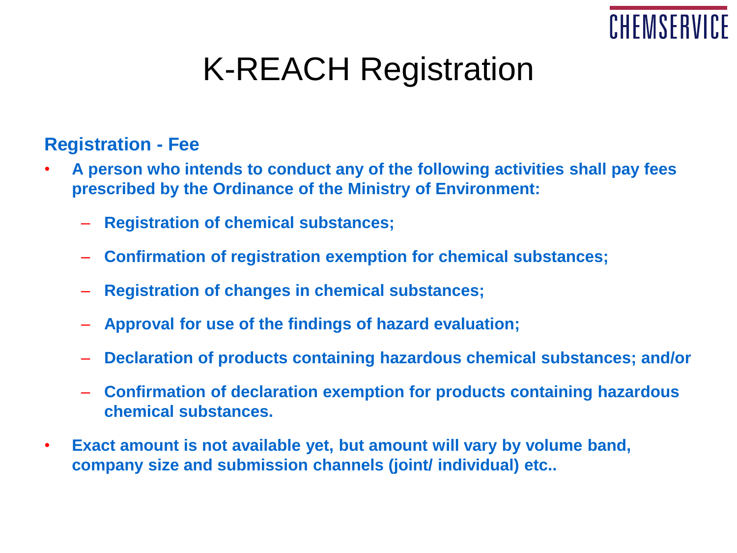# K-REACH Registration

## Registration - Fee

- **A person who intends to conduct any of the following activities shall pay fees prescribed by the Ordinance of the Ministry of Environment:**
  - **Registration of chemical substances;**
  - **Confirmation of registration exemption for chemical substances;**
  - **Registration of changes in chemical substances;**
  - **Approval for use of the findings of hazard evaluation;**
  - **Declaration of products containing hazardous chemical substances; and/or**
  - **Confirmation of declaration exemption for products containing hazardous chemical substances.**
- **Exact amount is not available yet, but amount will vary by volume band, company size and submission channels (joint/ individual) etc..**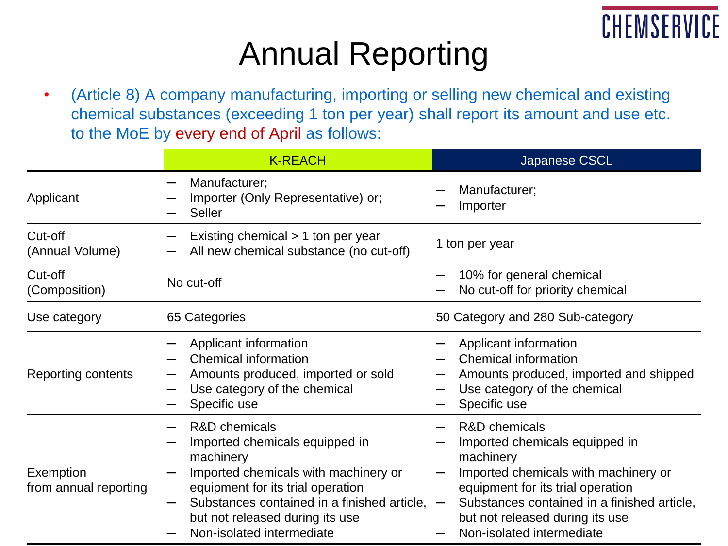# Annual Reporting

- (Article 8) A company manufacturing, importing or selling new chemical and existing chemical substances (exceeding 1 ton per year) shall report its amount and use etc. to the MoE by every end of April as follows:

| | K-REACH | Japanese CSCL |
|---|---|---|
| Applicant | – Manufacturer;<br>– Importer (Only Representative) or;<br>– Seller | – Manufacturer;<br>– Importer |
| Cut-off<br>(Annual Volume) | – Existing chemical > 1 ton per year<br>– All new chemical substance (no cut-off) | 1 ton per year |
| Cut-off<br>(Composition) | No cut-off | – 10% for general chemical<br>– No cut-off for priority chemical |
| Use category | 65 Categories | 50 Category and 280 Sub-category |
| Reporting contents | – Applicant information<br>– Chemical information<br>– Amounts produced, imported or sold<br>– Use category of the chemical<br>– Specific use | – Applicant information<br>– Chemical information<br>– Amounts produced, imported and shipped<br>– Use category of the chemical<br>– Specific use |
| Exemption<br>from annual reporting | – R&D chemicals<br>– Imported chemicals equipped in machinery<br>– Imported chemicals with machinery or equipment for its trial operation<br>– Substances contained in a finished article, but not released during its use<br>– Non-isolated intermediate | – R&D chemicals<br>– Imported chemicals equipped in machinery<br>– Imported chemicals with machinery or equipment for its trial operation<br>– Substances contained in a finished article, but not released during its use<br>– Non-isolated intermediate |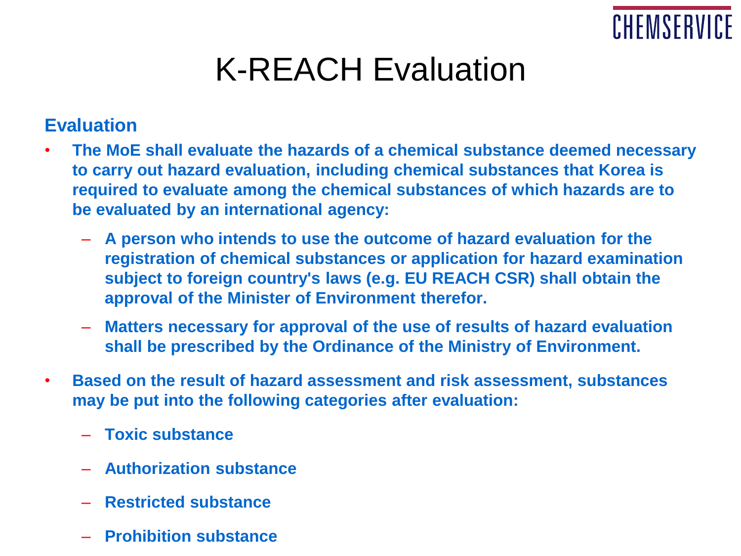# K-REACH Evaluation

## Evaluation

- **The MoE shall evaluate the hazards of a chemical substance deemed necessary to carry out hazard evaluation, including chemical substances that Korea is required to evaluate among the chemical substances of which hazards are to be evaluated by an international agency:**
  - **A person who intends to use the outcome of hazard evaluation for the registration of chemical substances or application for hazard examination subject to foreign country's laws (e.g. EU REACH CSR) shall obtain the approval of the Minister of Environment therefor.**
  - **Matters necessary for approval of the use of results of hazard evaluation shall be prescribed by the Ordinance of the Ministry of Environment.**
- **Based on the result of hazard assessment and risk assessment, substances may be put into the following categories after evaluation:**
  - **Toxic substance**
  - **Authorization substance**
  - **Restricted substance**
  - **Prohibition substance**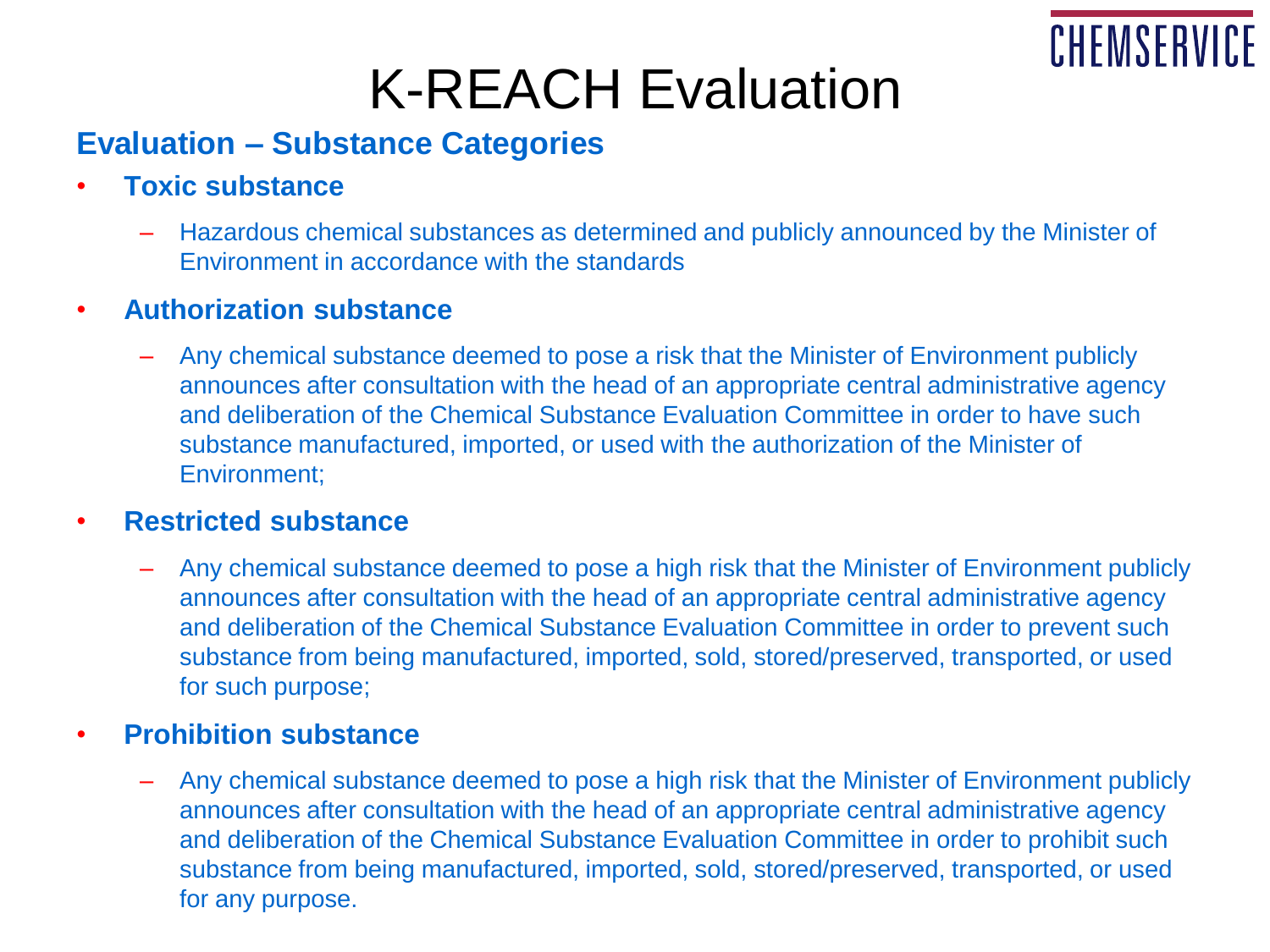# K-REACH Evaluation

## Evaluation – Substance Categories

- **Toxic substance**
  - Hazardous chemical substances as determined and publicly announced by the Minister of Environment in accordance with the standards
- **Authorization substance**
  - Any chemical substance deemed to pose a risk that the Minister of Environment publicly announces after consultation with the head of an appropriate central administrative agency and deliberation of the Chemical Substance Evaluation Committee in order to have such substance manufactured, imported, or used with the authorization of the Minister of Environment;
- **Restricted substance**
  - Any chemical substance deemed to pose a high risk that the Minister of Environment publicly announces after consultation with the head of an appropriate central administrative agency and deliberation of the Chemical Substance Evaluation Committee in order to prevent such substance from being manufactured, imported, sold, stored/preserved, transported, or used for such purpose;
- **Prohibition substance**
  - Any chemical substance deemed to pose a high risk that the Minister of Environment publicly announces after consultation with the head of an appropriate central administrative agency and deliberation of the Chemical Substance Evaluation Committee in order to prohibit such substance from being manufactured, imported, sold, stored/preserved, transported, or used for any purpose.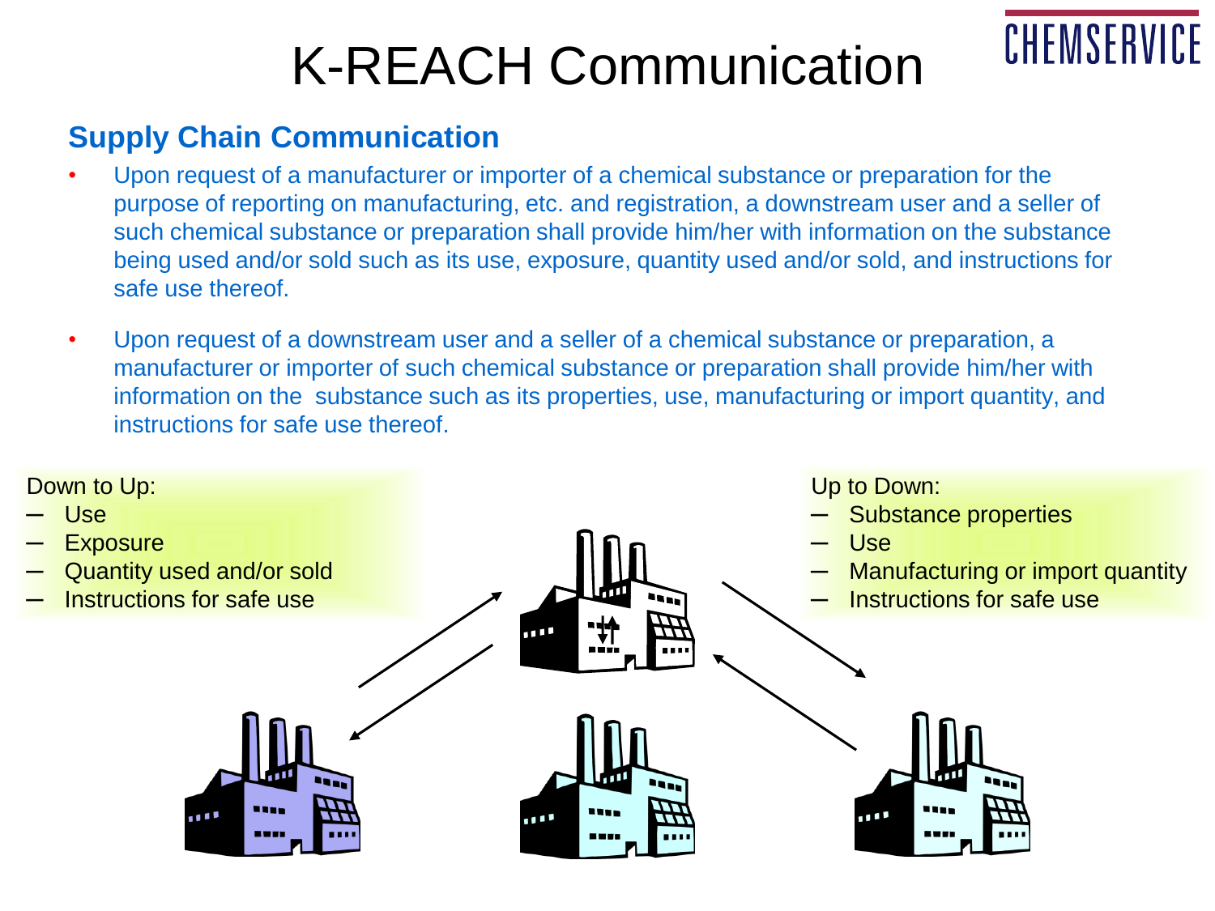# K-REACH Communication

## Supply Chain Communication

- Upon request of a manufacturer or importer of a chemical substance or preparation for the purpose of reporting on manufacturing, etc. and registration, a downstream user and a seller of such chemical substance or preparation shall provide him/her with information on the substance being used and/or sold such as its use, exposure, quantity used and/or sold, and instructions for safe use thereof.
- Upon request of a downstream user and a seller of a chemical substance or preparation, a manufacturer or importer of such chemical substance or preparation shall provide him/her with information on the substance such as its properties, use, manufacturing or import quantity, and instructions for safe use thereof.

Down to Up:
- Use
- Exposure
- Quantity used and/or sold
- Instructions for safe use

Up to Down:
- Substance properties
- Use
- Manufacturing or import quantity
- Instructions for safe use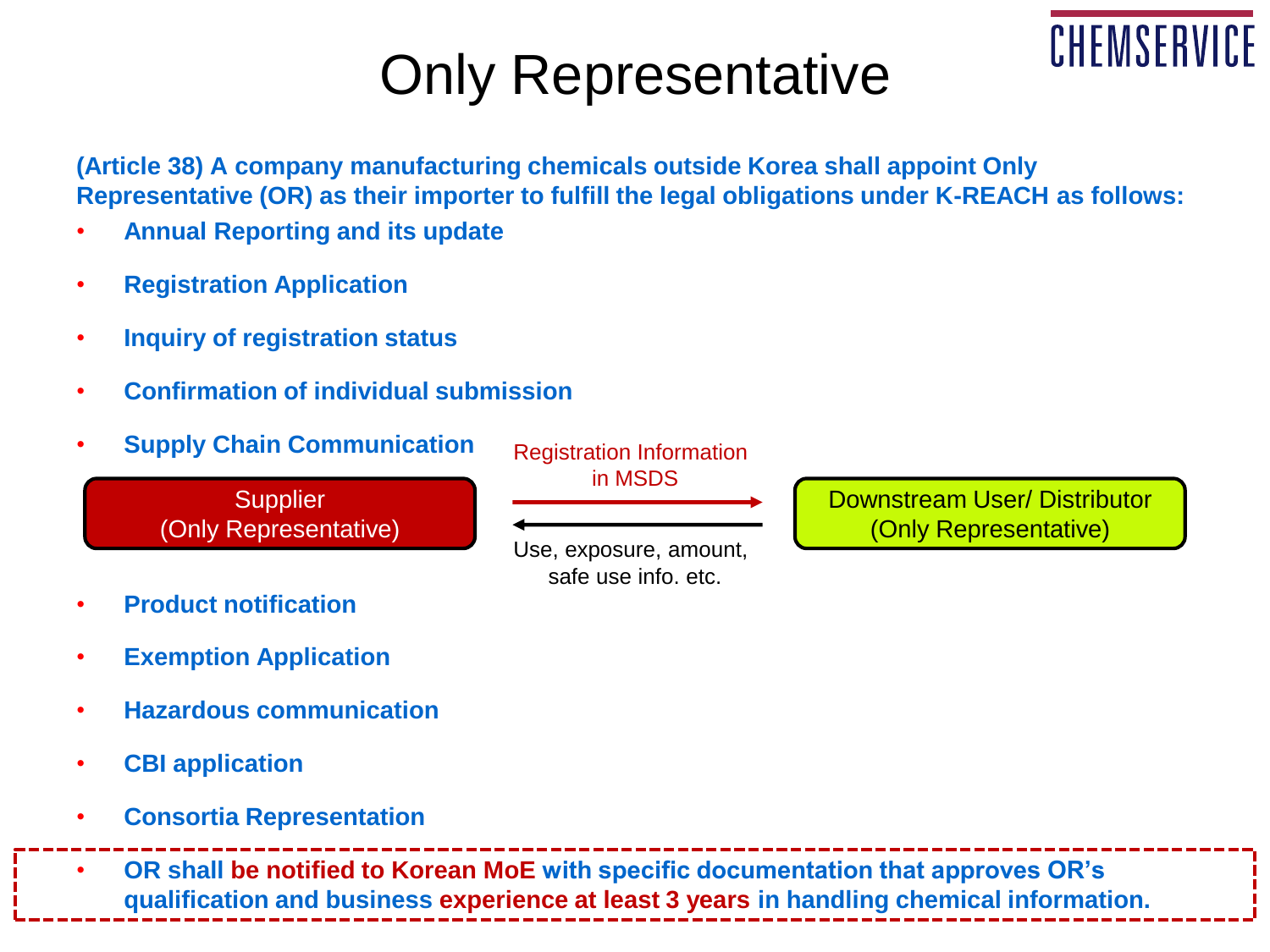# Only Representative

**(Article 38) A company manufacturing chemicals outside Korea shall appoint Only Representative (OR) as their importer to fulfill the legal obligations under K-REACH as follows:**

- **Annual Reporting and its update**
- **Registration Application**
- **Inquiry of registration status**
- **Confirmation of individual submission**
- **Supply Chain Communication**

Supplier (Only Representative) → Registration Information in MSDS → Downstream User/ Distributor (Only Representative)

Downstream User/ Distributor (Only Representative) → Use, exposure, amount, safe use info. etc. → Supplier (Only Representative)

- **Product notification**
- **Exemption Application**
- **Hazardous communication**
- **CBI application**
- **Consortia Representation**
- **OR shall be notified to Korean MoE with specific documentation that approves OR's qualification and business experience at least 3 years in handling chemical information.**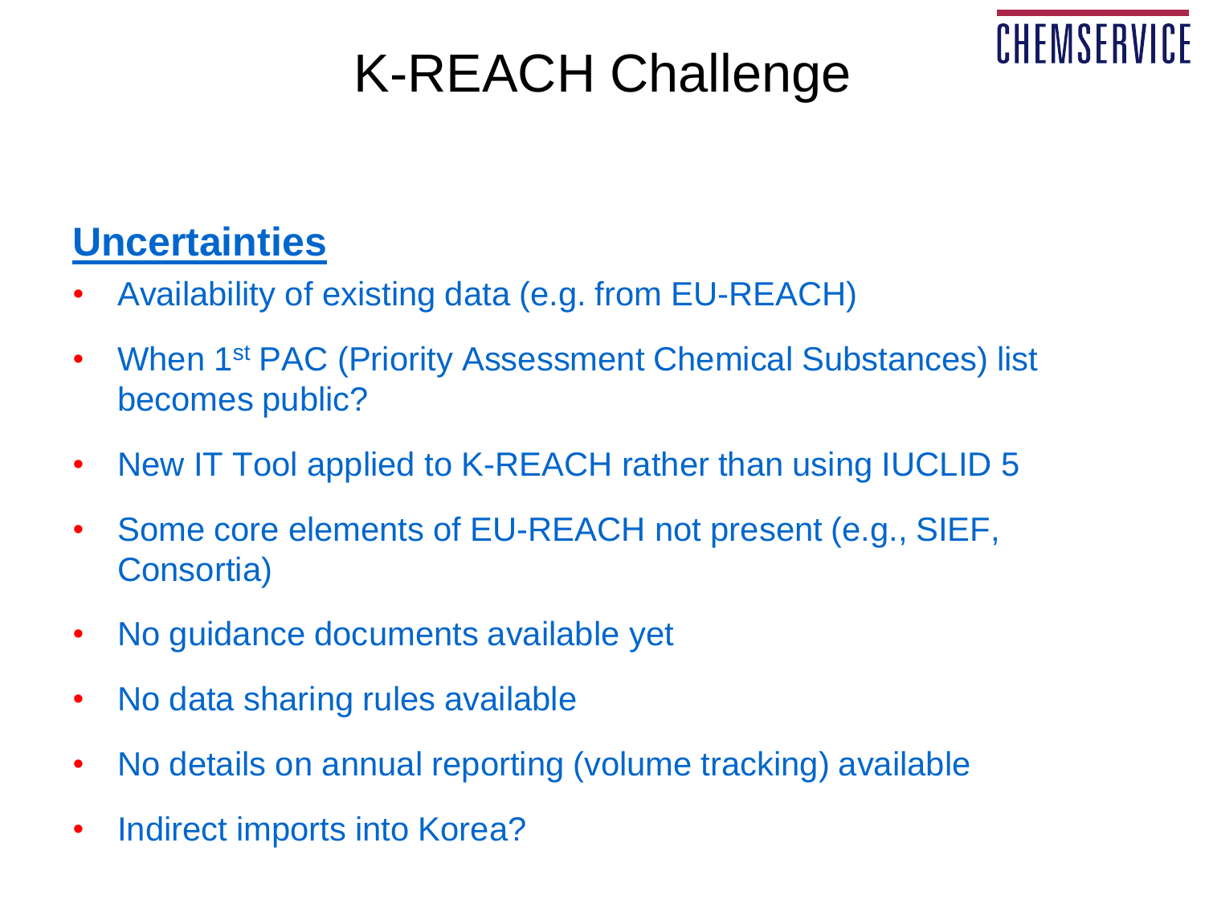# K-REACH Challenge

## Uncertainties

- Availability of existing data (e.g. from EU-REACH)
- When 1st PAC (Priority Assessment Chemical Substances) list becomes public?
- New IT Tool applied to K-REACH rather than using IUCLID 5
- Some core elements of EU-REACH not present (e.g., SIEF, Consortia)
- No guidance documents available yet
- No data sharing rules available
- No details on annual reporting (volume tracking) available
- Indirect imports into Korea?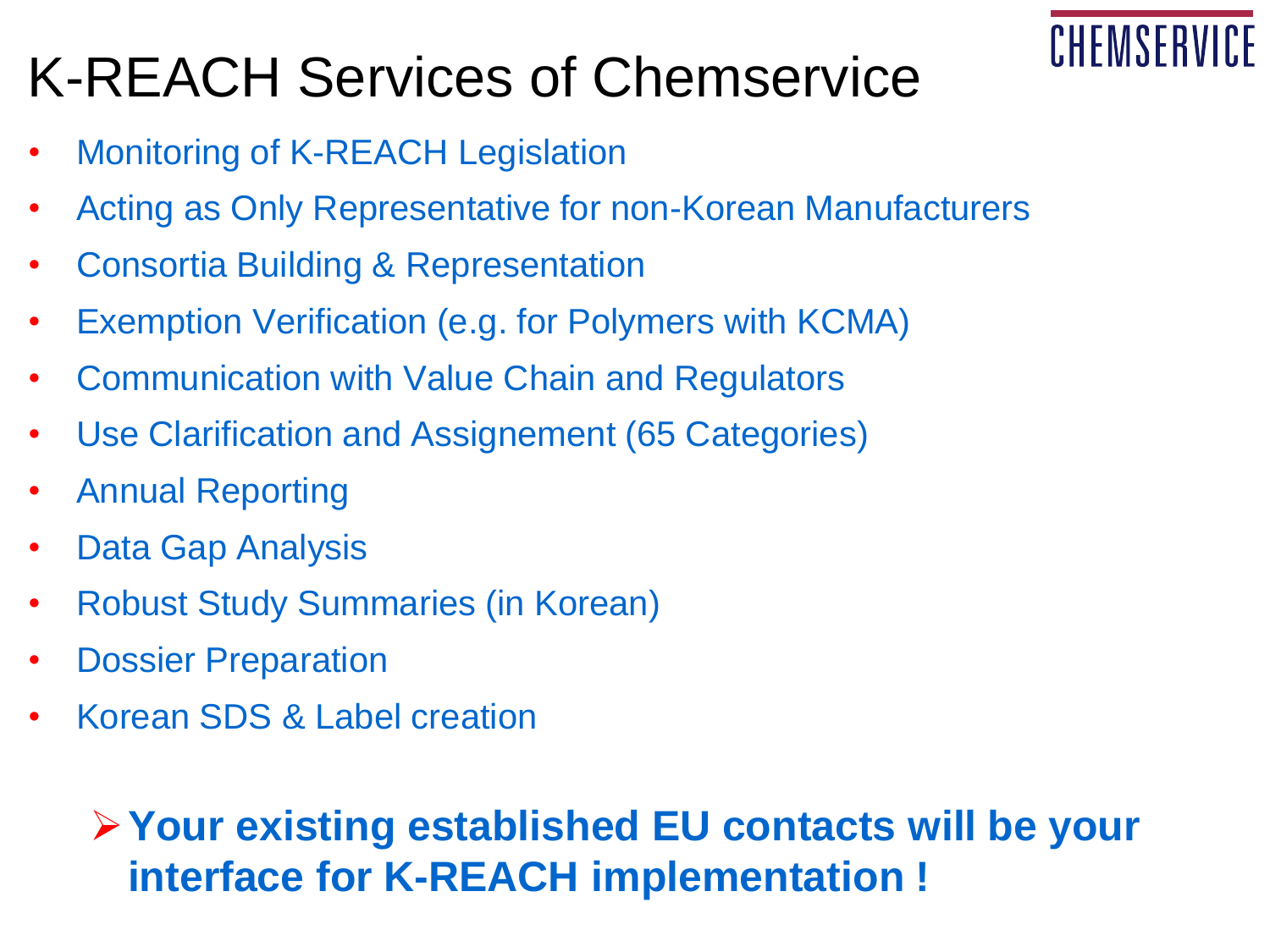# K-REACH Services of Chemservice

CHEMSERVICE

- Monitoring of K-REACH Legislation
- Acting as Only Representative for non-Korean Manufacturers
- Consortia Building & Representation
- Exemption Verification (e.g. for Polymers with KCMA)
- Communication with Value Chain and Regulators
- Use Clarification and Assignement (65 Categories)
- Annual Reporting
- Data Gap Analysis
- Robust Study Summaries (in Korean)
- Dossier Preparation
- Korean SDS & Label creation

➢ **Your existing established EU contacts will be your interface for K-REACH implementation !**